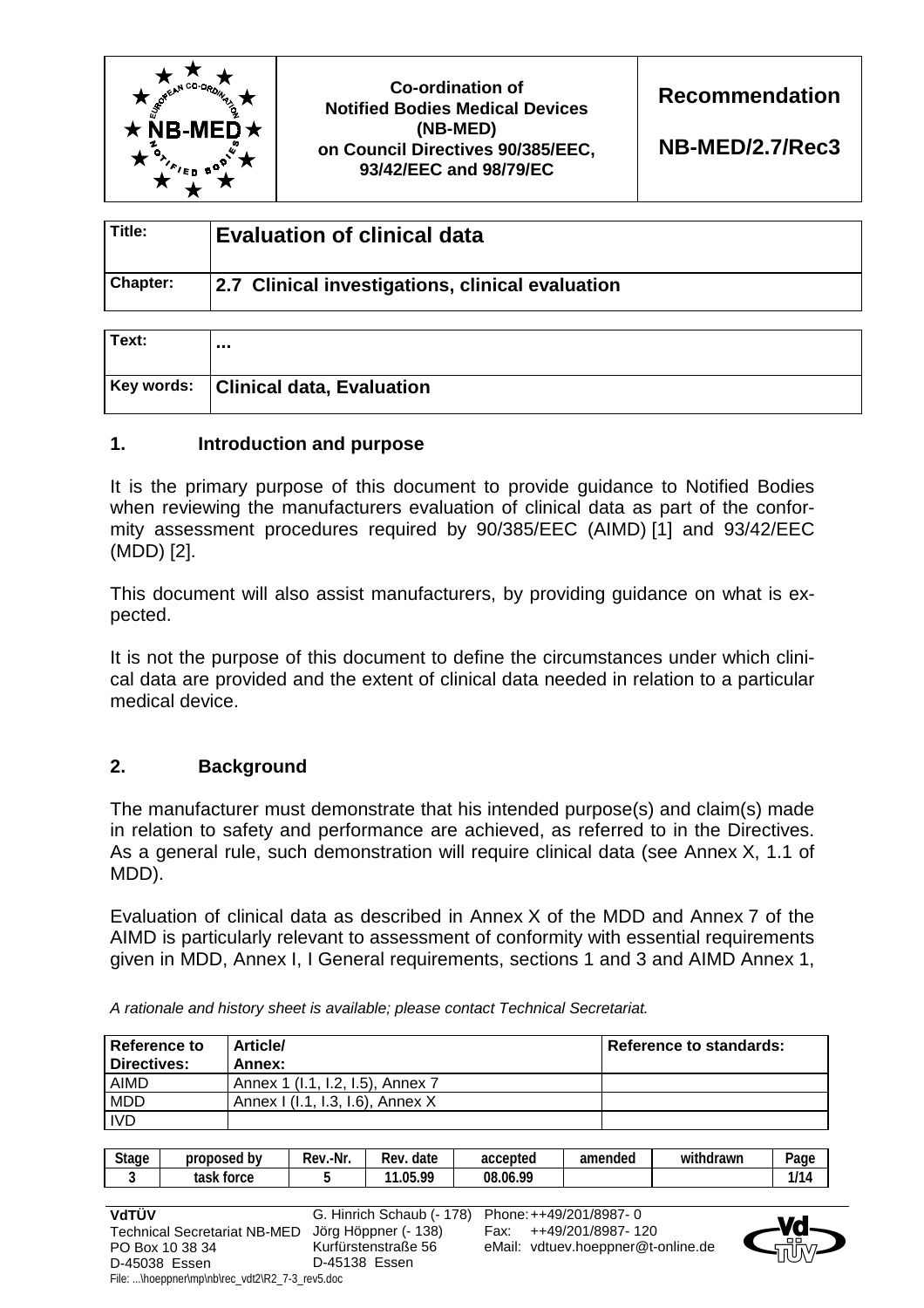| | Co-ordination of Notified Bodies Medical Devices (NB-MED) on Council Directives 90/385/EEC, 93/42/EEC and 98/79/EC | Recommendation NB-MED/2.7/Rec3 |
|---|---|---|

| Title: | Evaluation of clinical data |
|---|---|
| Chapter: | 2.7 Clinical investigations, clinical evaluation |

| Text: | ... |
|---|---|
| Key words: | Clinical data, Evaluation |

## 1. Introduction and purpose

It is the primary purpose of this document to provide guidance to Notified Bodies when reviewing the manufacturers evaluation of clinical data as part of the conformity assessment procedures required by 90/385/EEC (AIMD) [1] and 93/42/EEC (MDD) [2].

This document will also assist manufacturers, by providing guidance on what is expected.

It is not the purpose of this document to define the circumstances under which clinical data are provided and the extent of clinical data needed in relation to a particular medical device.

## 2. Background

The manufacturer must demonstrate that his intended purpose(s) and claim(s) made in relation to safety and performance are achieved, as referred to in the Directives. As a general rule, such demonstration will require clinical data (see Annex X, 1.1 of MDD).

Evaluation of clinical data as described in Annex X of the MDD and Annex 7 of the AIMD is particularly relevant to assessment of conformity with essential requirements given in MDD, Annex I, I General requirements, sections 1 and 3 and AIMD Annex 1,

*A rationale and history sheet is available; please contact Technical Secretariat.*

| Reference to Directives: | Article/ Annex: | Reference to standards: |
|---|---|---|
| AIMD | Annex 1 (I.1, I.2, I.5), Annex 7 | |
| MDD | Annex I (I.1, I.3, I.6), Annex X | |
| IVD | | |

| Stage | proposed by | Rev.-Nr. | Rev. date | accepted | amended | withdrawn | Page |
|---|---|---|---|---|---|---|---|
| 3 | task force | 5 | 11.05.99 | 08.06.99 | | | 1/14 |

**VdTÜV**
Technical Secretariat NB-MED
PO Box 10 38 34
D-45038 Essen

G. Hinrich Schaub (- 178)
Jörg Höppner (- 138)
Kurfürstenstraße 56
D-45138 Essen

Phone: ++49/201/8987- 0
Fax: ++49/201/8987- 120
eMail: vdtuev.hoeppner@t-online.de

File: ...\hoeppner\mp\nb\rec_vdt2\R2_7-3_rev5.doc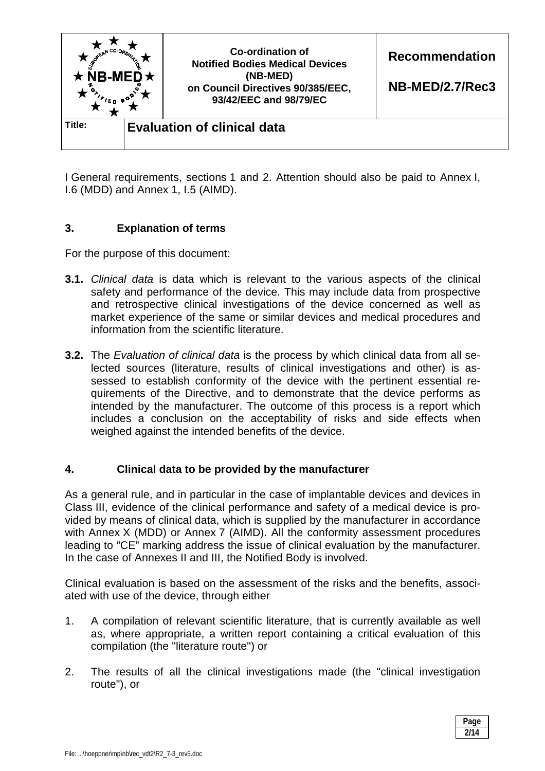I General requirements, sections 1 and 2. Attention should also be paid to Annex I, I.6 (MDD) and Annex 1, I.5 (AIMD).

## 3. Explanation of terms

For the purpose of this document:

**3.1.** *Clinical data* is data which is relevant to the various aspects of the clinical safety and performance of the device. This may include data from prospective and retrospective clinical investigations of the device concerned as well as market experience of the same or similar devices and medical procedures and information from the scientific literature.

**3.2.** The *Evaluation of clinical data* is the process by which clinical data from all selected sources (literature, results of clinical investigations and other) is assessed to establish conformity of the device with the pertinent essential requirements of the Directive, and to demonstrate that the device performs as intended by the manufacturer. The outcome of this process is a report which includes a conclusion on the acceptability of risks and side effects when weighed against the intended benefits of the device.

## 4. Clinical data to be provided by the manufacturer

As a general rule, and in particular in the case of implantable devices and devices in Class III, evidence of the clinical performance and safety of a medical device is provided by means of clinical data, which is supplied by the manufacturer in accordance with Annex X (MDD) or Annex 7 (AIMD). All the conformity assessment procedures leading to "CE" marking address the issue of clinical evaluation by the manufacturer. In the case of Annexes II and III, the Notified Body is involved.

Clinical evaluation is based on the assessment of the risks and the benefits, associated with use of the device, through either

1. A compilation of relevant scientific literature, that is currently available as well as, where appropriate, a written report containing a critical evaluation of this compilation (the "literature route") or

2. The results of all the clinical investigations made (the "clinical investigation route"), or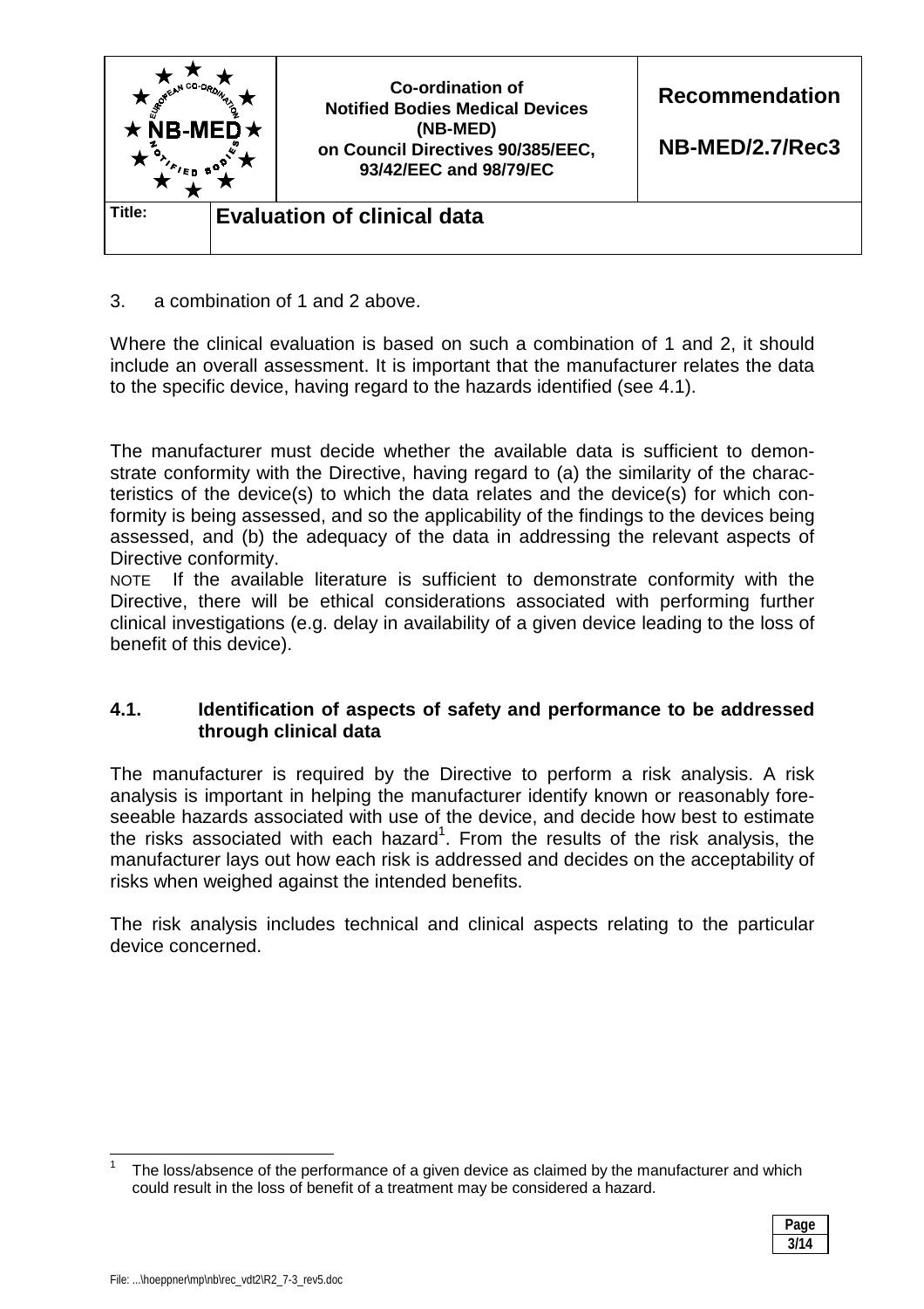3. a combination of 1 and 2 above.

Where the clinical evaluation is based on such a combination of 1 and 2, it should include an overall assessment. It is important that the manufacturer relates the data to the specific device, having regard to the hazards identified (see 4.1).

The manufacturer must decide whether the available data is sufficient to demonstrate conformity with the Directive, having regard to (a) the similarity of the characteristics of the device(s) to which the data relates and the device(s) for which conformity is being assessed, and so the applicability of the findings to the devices being assessed, and (b) the adequacy of the data in addressing the relevant aspects of Directive conformity.

NOTE If the available literature is sufficient to demonstrate conformity with the Directive, there will be ethical considerations associated with performing further clinical investigations (e.g. delay in availability of a given device leading to the loss of benefit of this device).

### 4.1. Identification of aspects of safety and performance to be addressed through clinical data

The manufacturer is required by the Directive to perform a risk analysis. A risk analysis is important in helping the manufacturer identify known or reasonably foreseeable hazards associated with use of the device, and decide how best to estimate the risks associated with each hazard[1]. From the results of the risk analysis, the manufacturer lays out how each risk is addressed and decides on the acceptability of risks when weighed against the intended benefits.

The risk analysis includes technical and clinical aspects relating to the particular device concerned.

---

[1] The loss/absence of the performance of a given device as claimed by the manufacturer and which could result in the loss of benefit of a treatment may be considered a hazard.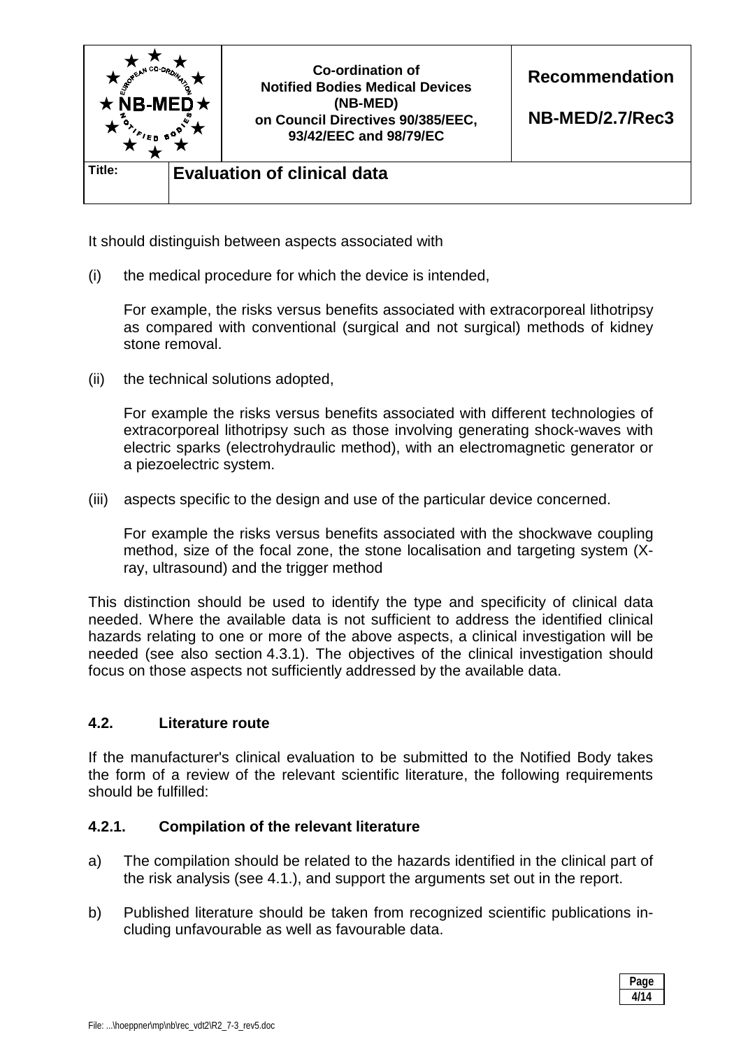It should distinguish between aspects associated with

(i) the medical procedure for which the device is intended,

For example, the risks versus benefits associated with extracorporeal lithotripsy as compared with conventional (surgical and not surgical) methods of kidney stone removal.

(ii) the technical solutions adopted,

For example the risks versus benefits associated with different technologies of extracorporeal lithotripsy such as those involving generating shock-waves with electric sparks (electrohydraulic method), with an electromagnetic generator or a piezoelectric system.

(iii) aspects specific to the design and use of the particular device concerned.

For example the risks versus benefits associated with the shockwave coupling method, size of the focal zone, the stone localisation and targeting system (X-ray, ultrasound) and the trigger method

This distinction should be used to identify the type and specificity of clinical data needed. Where the available data is not sufficient to address the identified clinical hazards relating to one or more of the above aspects, a clinical investigation will be needed (see also section 4.3.1). The objectives of the clinical investigation should focus on those aspects not sufficiently addressed by the available data.

## 4.2. Literature route

If the manufacturer's clinical evaluation to be submitted to the Notified Body takes the form of a review of the relevant scientific literature, the following requirements should be fulfilled:

### 4.2.1. Compilation of the relevant literature

a) The compilation should be related to the hazards identified in the clinical part of the risk analysis (see 4.1.), and support the arguments set out in the report.

b) Published literature should be taken from recognized scientific publications including unfavourable as well as favourable data.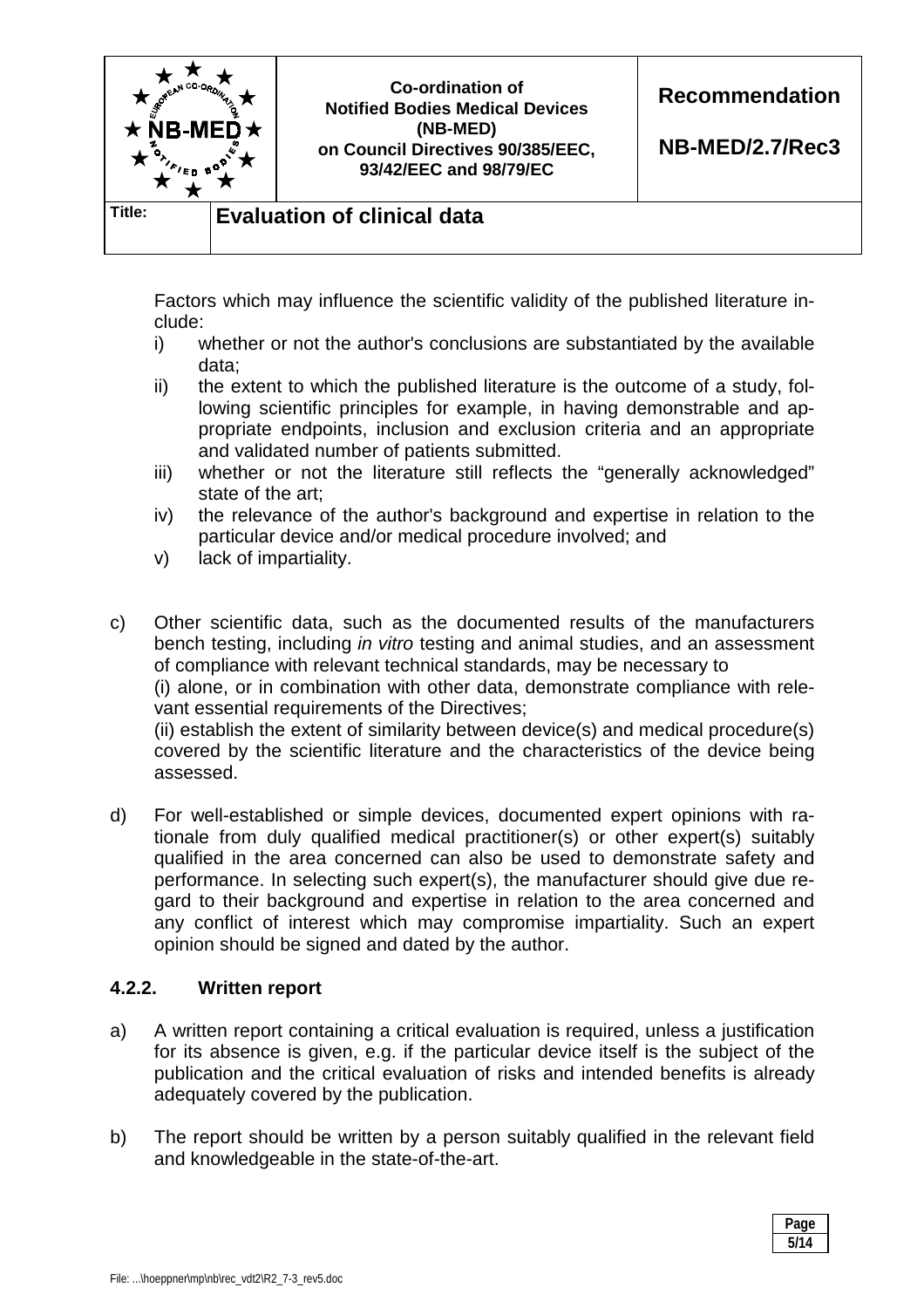Factors which may influence the scientific validity of the published literature include:

i) whether or not the author's conclusions are substantiated by the available data;
ii) the extent to which the published literature is the outcome of a study, following scientific principles for example, in having demonstrable and appropriate endpoints, inclusion and exclusion criteria and an appropriate and validated number of patients submitted.
iii) whether or not the literature still reflects the "generally acknowledged" state of the art;
iv) the relevance of the author's background and expertise in relation to the particular device and/or medical procedure involved; and
v) lack of impartiality.

c) Other scientific data, such as the documented results of the manufacturers bench testing, including *in vitro* testing and animal studies, and an assessment of compliance with relevant technical standards, may be necessary to
(i) alone, or in combination with other data, demonstrate compliance with relevant essential requirements of the Directives;
(ii) establish the extent of similarity between device(s) and medical procedure(s) covered by the scientific literature and the characteristics of the device being assessed.

d) For well-established or simple devices, documented expert opinions with rationale from duly qualified medical practitioner(s) or other expert(s) suitably qualified in the area concerned can also be used to demonstrate safety and performance. In selecting such expert(s), the manufacturer should give due regard to their background and expertise in relation to the area concerned and any conflict of interest which may compromise impartiality. Such an expert opinion should be signed and dated by the author.

### 4.2.2. Written report

a) A written report containing a critical evaluation is required, unless a justification for its absence is given, e.g. if the particular device itself is the subject of the publication and the critical evaluation of risks and intended benefits is already adequately covered by the publication.

b) The report should be written by a person suitably qualified in the relevant field and knowledgeable in the state-of-the-art.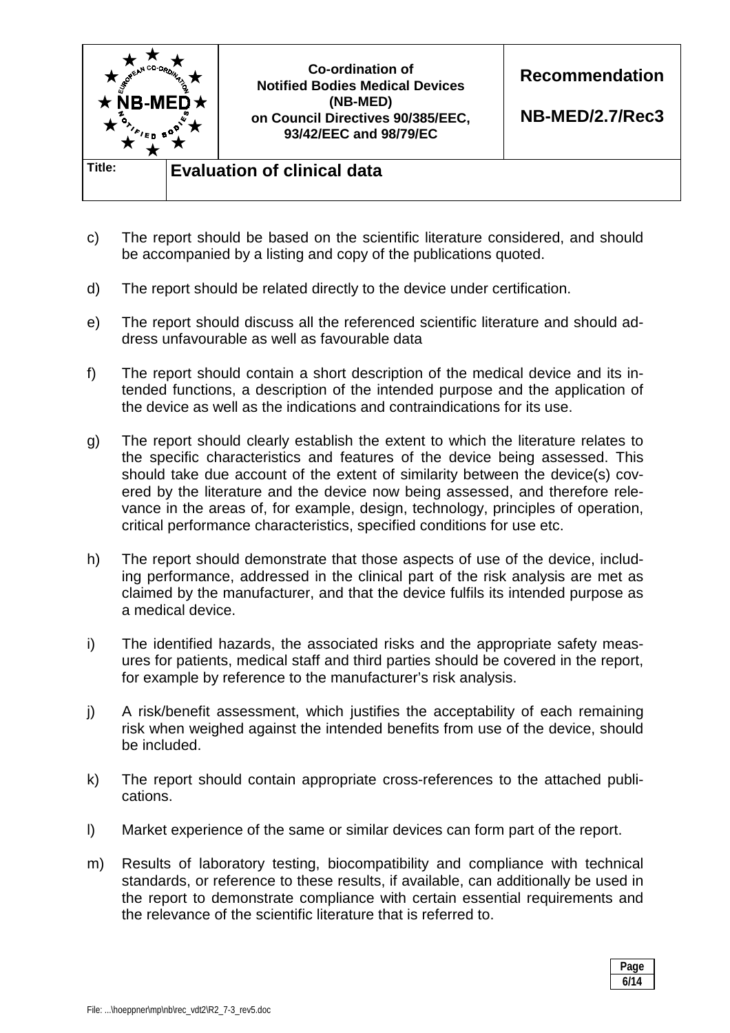c) The report should be based on the scientific literature considered, and should be accompanied by a listing and copy of the publications quoted.

d) The report should be related directly to the device under certification.

e) The report should discuss all the referenced scientific literature and should address unfavourable as well as favourable data

f) The report should contain a short description of the medical device and its intended functions, a description of the intended purpose and the application of the device as well as the indications and contraindications for its use.

g) The report should clearly establish the extent to which the literature relates to the specific characteristics and features of the device being assessed. This should take due account of the extent of similarity between the device(s) covered by the literature and the device now being assessed, and therefore relevance in the areas of, for example, design, technology, principles of operation, critical performance characteristics, specified conditions for use etc.

h) The report should demonstrate that those aspects of use of the device, including performance, addressed in the clinical part of the risk analysis are met as claimed by the manufacturer, and that the device fulfils its intended purpose as a medical device.

i) The identified hazards, the associated risks and the appropriate safety measures for patients, medical staff and third parties should be covered in the report, for example by reference to the manufacturer's risk analysis.

j) A risk/benefit assessment, which justifies the acceptability of each remaining risk when weighed against the intended benefits from use of the device, should be included.

k) The report should contain appropriate cross-references to the attached publications.

l) Market experience of the same or similar devices can form part of the report.

m) Results of laboratory testing, biocompatibility and compliance with technical standards, or reference to these results, if available, can additionally be used in the report to demonstrate compliance with certain essential requirements and the relevance of the scientific literature that is referred to.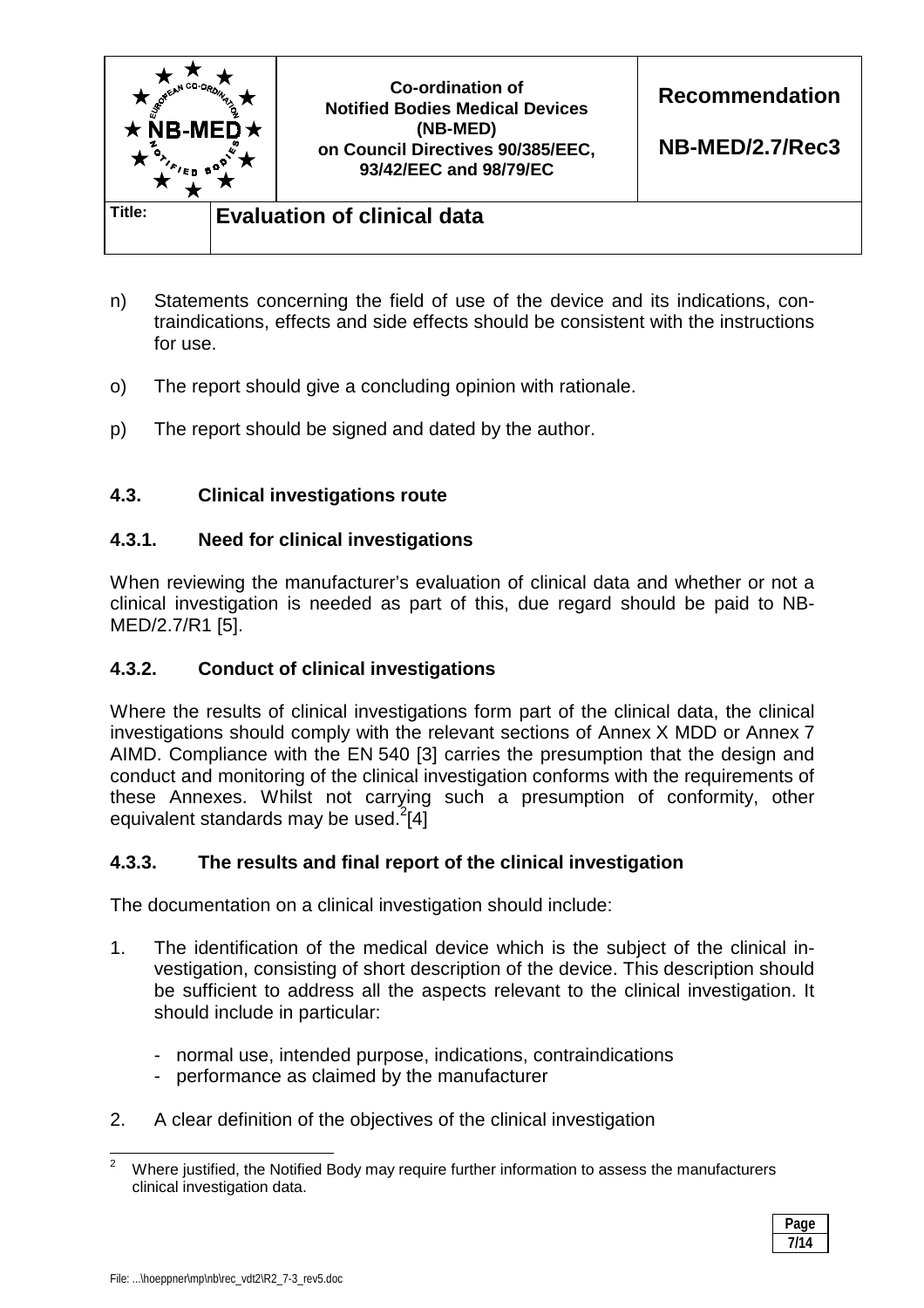n) Statements concerning the field of use of the device and its indications, contraindications, effects and side effects should be consistent with the instructions for use.

o) The report should give a concluding opinion with rationale.

p) The report should be signed and dated by the author.

### 4.3. Clinical investigations route

#### 4.3.1. Need for clinical investigations

When reviewing the manufacturer's evaluation of clinical data and whether or not a clinical investigation is needed as part of this, due regard should be paid to NB-MED/2.7/R1 [5].

#### 4.3.2. Conduct of clinical investigations

Where the results of clinical investigations form part of the clinical data, the clinical investigations should comply with the relevant sections of Annex X MDD or Annex 7 AIMD. Compliance with the EN 540 [3] carries the presumption that the design and conduct and monitoring of the clinical investigation conforms with the requirements of these Annexes. Whilst not carrying such a presumption of conformity, other equivalent standards may be used.[2][4]

#### 4.3.3. The results and final report of the clinical investigation

The documentation on a clinical investigation should include:

1. The identification of the medical device which is the subject of the clinical investigation, consisting of short description of the device. This description should be sufficient to address all the aspects relevant to the clinical investigation. It should include in particular:

   - normal use, intended purpose, indications, contraindications
   - performance as claimed by the manufacturer

2. A clear definition of the objectives of the clinical investigation

---

[2] Where justified, the Notified Body may require further information to assess the manufacturers clinical investigation data.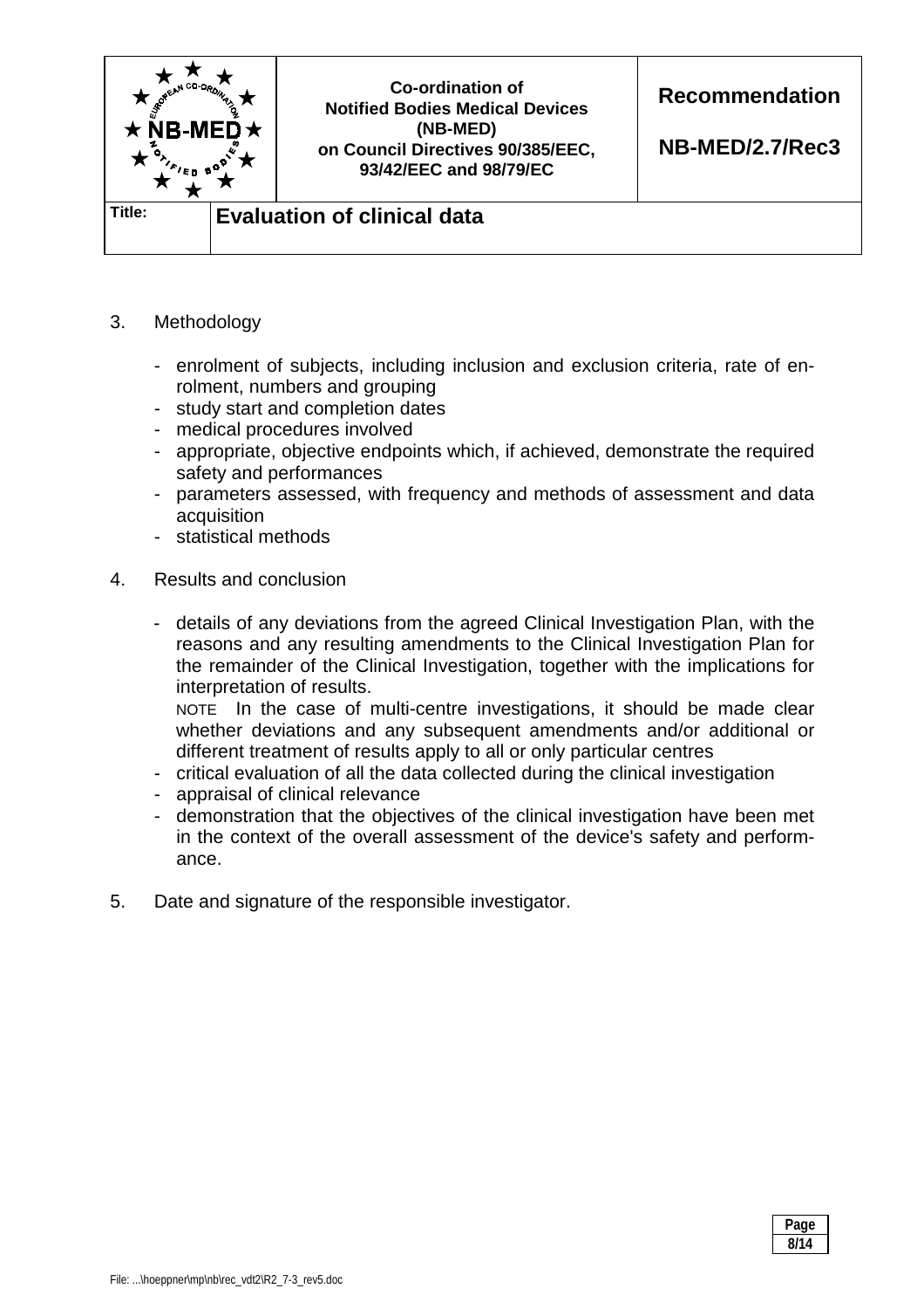3. Methodology

   - enrolment of subjects, including inclusion and exclusion criteria, rate of enrolment, numbers and grouping
   - study start and completion dates
   - medical procedures involved
   - appropriate, objective endpoints which, if achieved, demonstrate the required safety and performances
   - parameters assessed, with frequency and methods of assessment and data acquisition
   - statistical methods

4. Results and conclusion

   - details of any deviations from the agreed Clinical Investigation Plan, with the reasons and any resulting amendments to the Clinical Investigation Plan for the remainder of the Clinical Investigation, together with the implications for interpretation of results.
     NOTE In the case of multi-centre investigations, it should be made clear whether deviations and any subsequent amendments and/or additional or different treatment of results apply to all or only particular centres
   - critical evaluation of all the data collected during the clinical investigation
   - appraisal of clinical relevance
   - demonstration that the objectives of the clinical investigation have been met in the context of the overall assessment of the device's safety and performance.

5. Date and signature of the responsible investigator.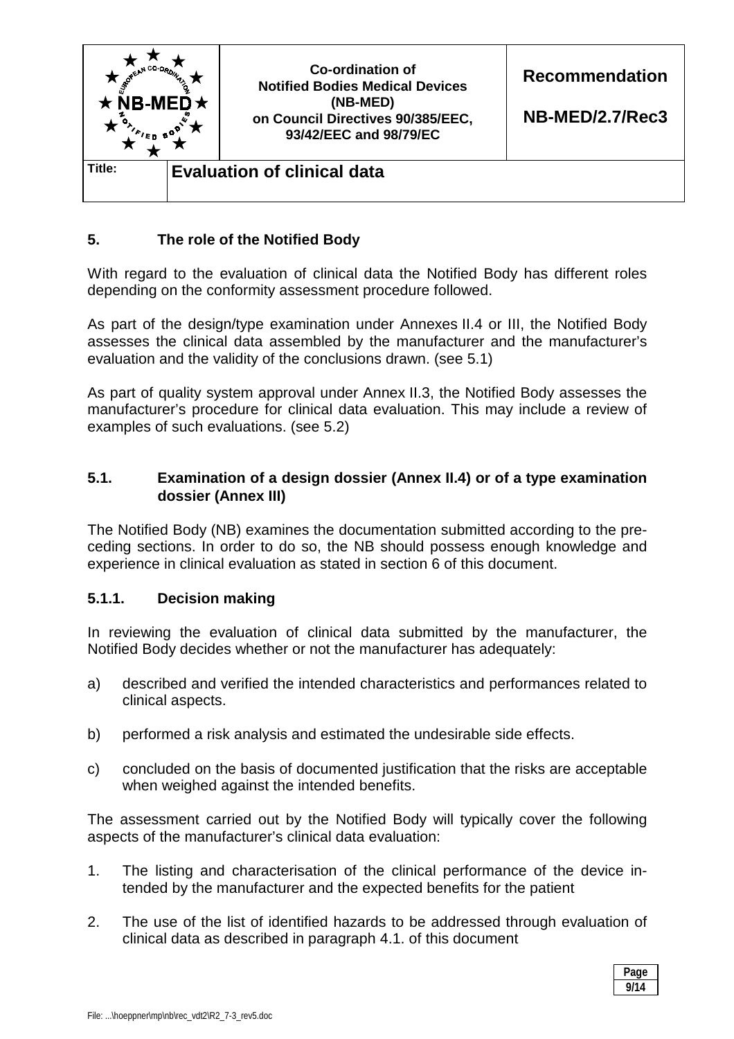## 5. The role of the Notified Body

With regard to the evaluation of clinical data the Notified Body has different roles depending on the conformity assessment procedure followed.

As part of the design/type examination under Annexes II.4 or III, the Notified Body assesses the clinical data assembled by the manufacturer and the manufacturer's evaluation and the validity of the conclusions drawn. (see 5.1)

As part of quality system approval under Annex II.3, the Notified Body assesses the manufacturer's procedure for clinical data evaluation. This may include a review of examples of such evaluations. (see 5.2)

### 5.1. Examination of a design dossier (Annex II.4) or of a type examination dossier (Annex III)

The Notified Body (NB) examines the documentation submitted according to the preceding sections. In order to do so, the NB should possess enough knowledge and experience in clinical evaluation as stated in section 6 of this document.

#### 5.1.1. Decision making

In reviewing the evaluation of clinical data submitted by the manufacturer, the Notified Body decides whether or not the manufacturer has adequately:

a) described and verified the intended characteristics and performances related to clinical aspects.

b) performed a risk analysis and estimated the undesirable side effects.

c) concluded on the basis of documented justification that the risks are acceptable when weighed against the intended benefits.

The assessment carried out by the Notified Body will typically cover the following aspects of the manufacturer's clinical data evaluation:

1. The listing and characterisation of the clinical performance of the device intended by the manufacturer and the expected benefits for the patient
2. The use of the list of identified hazards to be addressed through evaluation of clinical data as described in paragraph 4.1. of this document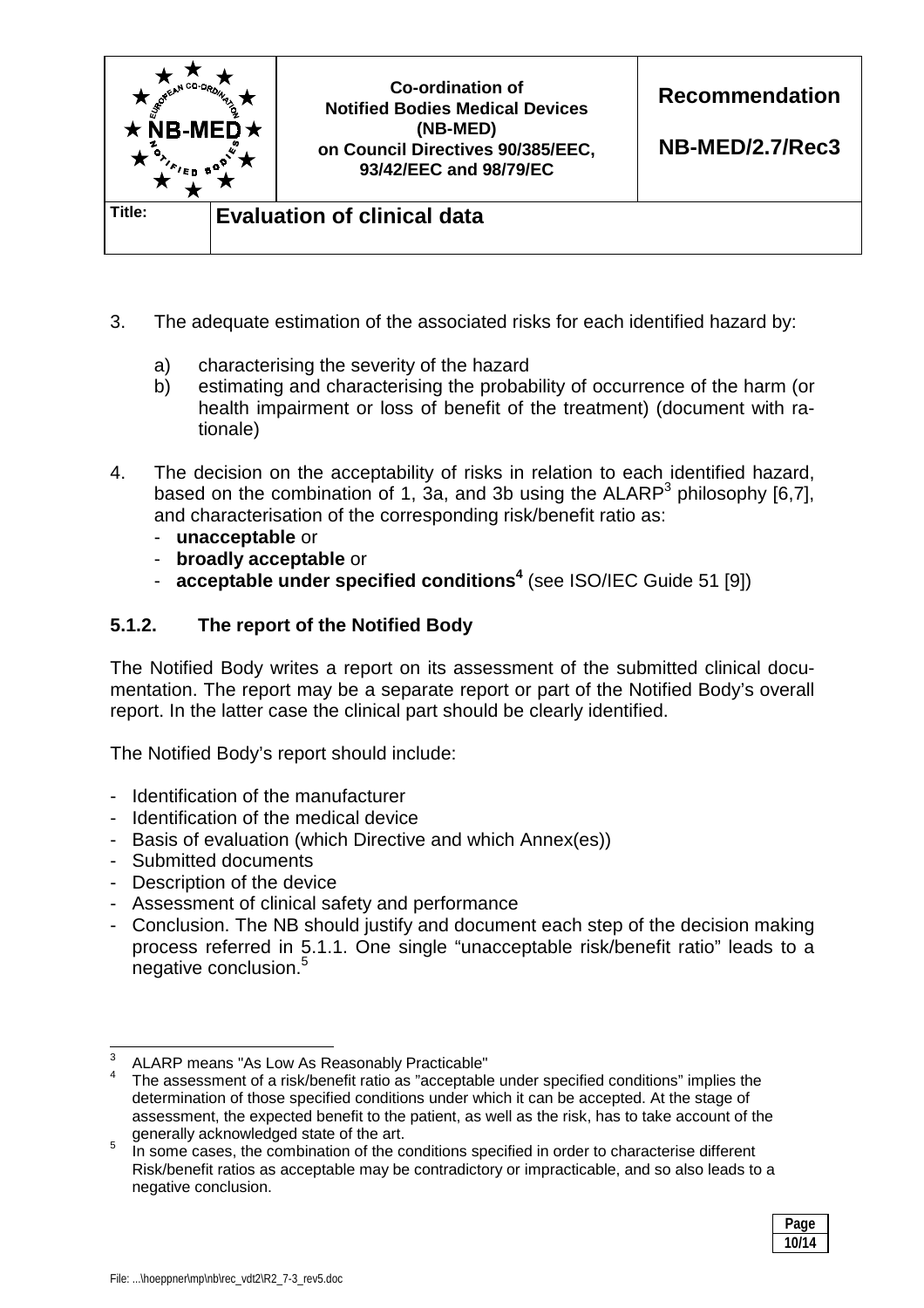3. The adequate estimation of the associated risks for each identified hazard by:

   a) characterising the severity of the hazard
   b) estimating and characterising the probability of occurrence of the harm (or health impairment or loss of benefit of the treatment) (document with rationale)

4. The decision on the acceptability of risks in relation to each identified hazard, based on the combination of 1, 3a, and 3b using the ALARP[3] philosophy [6,7], and characterisation of the corresponding risk/benefit ratio as:
   - **unacceptable** or
   - **broadly acceptable** or
   - **acceptable under specified conditions**[4] (see ISO/IEC Guide 51 [9])

### 5.1.2. The report of the Notified Body

The Notified Body writes a report on its assessment of the submitted clinical documentation. The report may be a separate report or part of the Notified Body's overall report. In the latter case the clinical part should be clearly identified.

The Notified Body's report should include:

- Identification of the manufacturer
- Identification of the medical device
- Basis of evaluation (which Directive and which Annex(es))
- Submitted documents
- Description of the device
- Assessment of clinical safety and performance
- Conclusion. The NB should justify and document each step of the decision making process referred in 5.1.1. One single "unacceptable risk/benefit ratio" leads to a negative conclusion.[5]

---

[3] ALARP means "As Low As Reasonably Practicable"

[4] The assessment of a risk/benefit ratio as "acceptable under specified conditions" implies the determination of those specified conditions under which it can be accepted. At the stage of assessment, the expected benefit to the patient, as well as the risk, has to take account of the generally acknowledged state of the art.

[5] In some cases, the combination of the conditions specified in order to characterise different Risk/benefit ratios as acceptable may be contradictory or impracticable, and so also leads to a negative conclusion.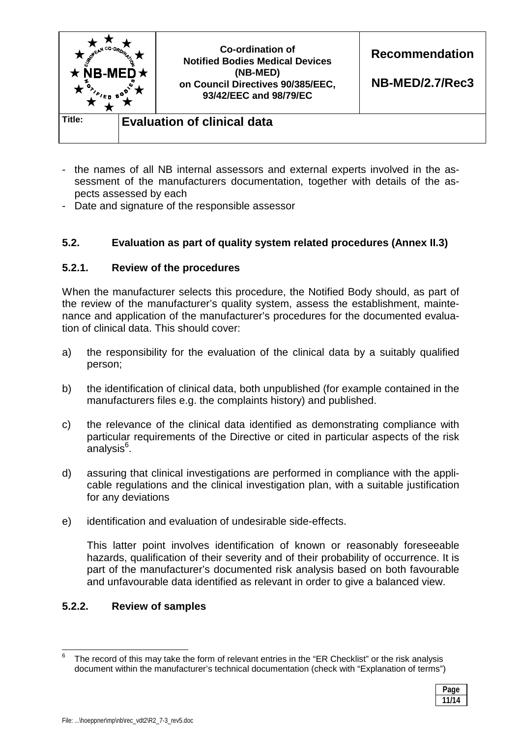- the names of all NB internal assessors and external experts involved in the assessment of the manufacturers documentation, together with details of the aspects assessed by each
- Date and signature of the responsible assessor

### 5.2. Evaluation as part of quality system related procedures (Annex II.3)

#### 5.2.1. Review of the procedures

When the manufacturer selects this procedure, the Notified Body should, as part of the review of the manufacturer's quality system, assess the establishment, maintenance and application of the manufacturer's procedures for the documented evaluation of clinical data. This should cover:

a) the responsibility for the evaluation of the clinical data by a suitably qualified person;

b) the identification of clinical data, both unpublished (for example contained in the manufacturers files e.g. the complaints history) and published.

c) the relevance of the clinical data identified as demonstrating compliance with particular requirements of the Directive or cited in particular aspects of the risk analysis[6].

d) assuring that clinical investigations are performed in compliance with the applicable regulations and the clinical investigation plan, with a suitable justification for any deviations

e) identification and evaluation of undesirable side-effects.

   This latter point involves identification of known or reasonably foreseeable hazards, qualification of their severity and of their probability of occurrence. It is part of the manufacturer's documented risk analysis based on both favourable and unfavourable data identified as relevant in order to give a balanced view.

#### 5.2.2. Review of samples

---

[6] The record of this may take the form of relevant entries in the "ER Checklist" or the risk analysis document within the manufacturer's technical documentation (check with "Explanation of terms")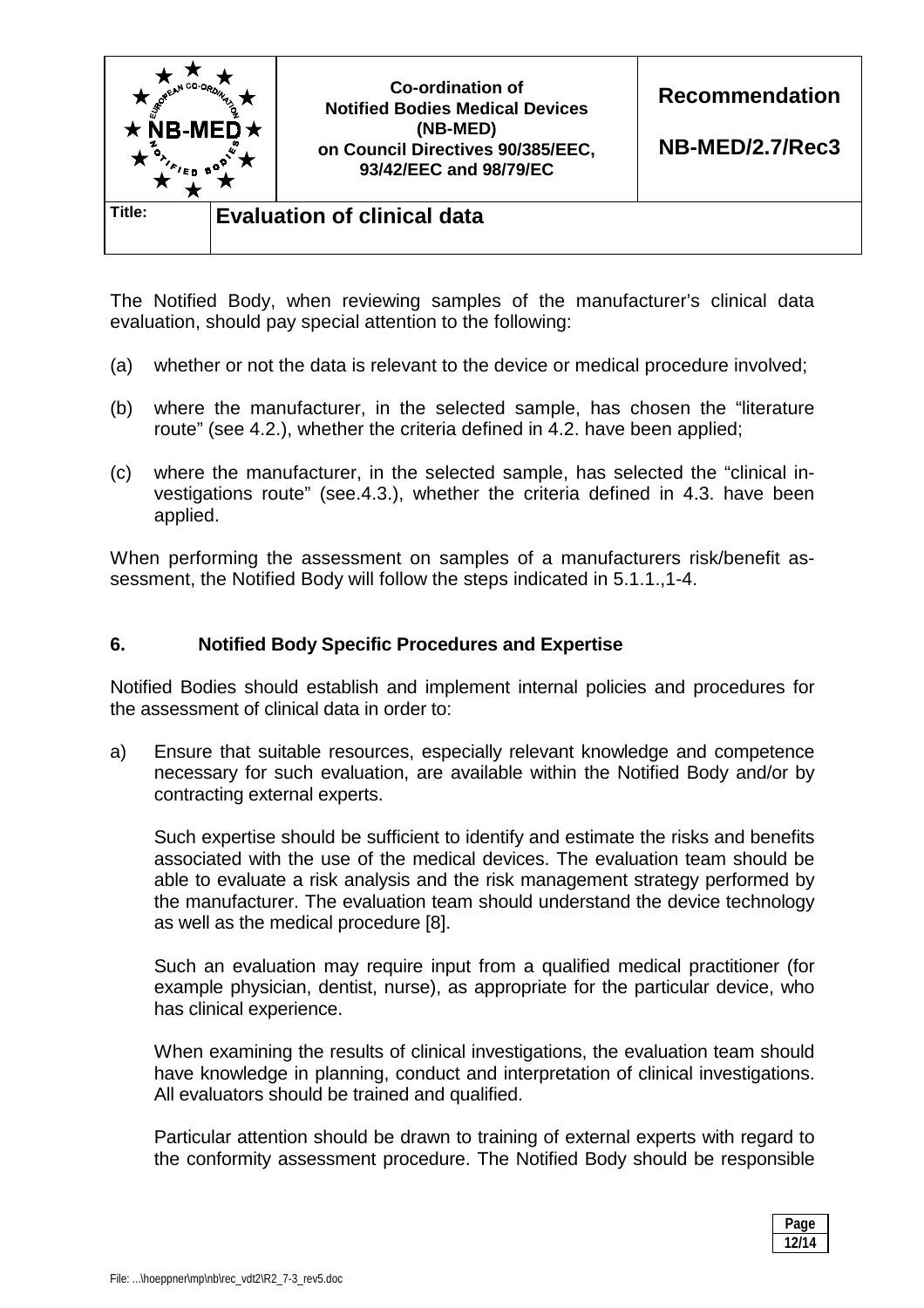The Notified Body, when reviewing samples of the manufacturer's clinical data evaluation, should pay special attention to the following:

(a) whether or not the data is relevant to the device or medical procedure involved;

(b) where the manufacturer, in the selected sample, has chosen the "literature route" (see 4.2.), whether the criteria defined in 4.2. have been applied;

(c) where the manufacturer, in the selected sample, has selected the "clinical investigations route" (see.4.3.), whether the criteria defined in 4.3. have been applied.

When performing the assessment on samples of a manufacturers risk/benefit assessment, the Notified Body will follow the steps indicated in 5.1.1.,1-4.

## 6. Notified Body Specific Procedures and Expertise

Notified Bodies should establish and implement internal policies and procedures for the assessment of clinical data in order to:

a) Ensure that suitable resources, especially relevant knowledge and competence necessary for such evaluation, are available within the Notified Body and/or by contracting external experts.

   Such expertise should be sufficient to identify and estimate the risks and benefits associated with the use of the medical devices. The evaluation team should be able to evaluate a risk analysis and the risk management strategy performed by the manufacturer. The evaluation team should understand the device technology as well as the medical procedure [8].

   Such an evaluation may require input from a qualified medical practitioner (for example physician, dentist, nurse), as appropriate for the particular device, who has clinical experience.

   When examining the results of clinical investigations, the evaluation team should have knowledge in planning, conduct and interpretation of clinical investigations. All evaluators should be trained and qualified.

   Particular attention should be drawn to training of external experts with regard to the conformity assessment procedure. The Notified Body should be responsible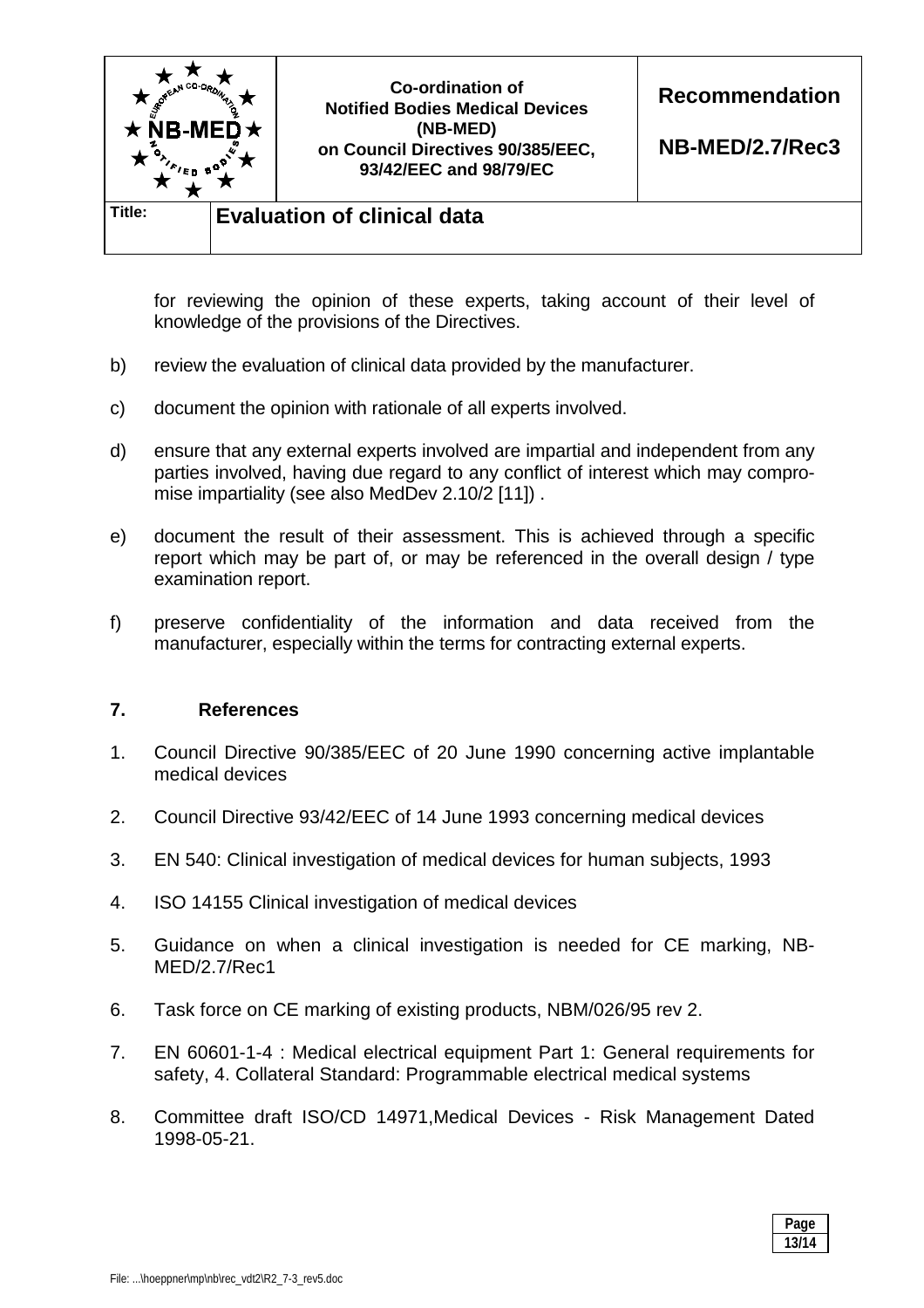for reviewing the opinion of these experts, taking account of their level of knowledge of the provisions of the Directives.

b) review the evaluation of clinical data provided by the manufacturer.

c) document the opinion with rationale of all experts involved.

d) ensure that any external experts involved are impartial and independent from any parties involved, having due regard to any conflict of interest which may compromise impartiality (see also MedDev 2.10/2 [11]) .

e) document the result of their assessment. This is achieved through a specific report which may be part of, or may be referenced in the overall design / type examination report.

f) preserve confidentiality of the information and data received from the manufacturer, especially within the terms for contracting external experts.

## 7. References

1. Council Directive 90/385/EEC of 20 June 1990 concerning active implantable medical devices

2. Council Directive 93/42/EEC of 14 June 1993 concerning medical devices

3. EN 540: Clinical investigation of medical devices for human subjects, 1993

4. ISO 14155 Clinical investigation of medical devices

5. Guidance on when a clinical investigation is needed for CE marking, NB-MED/2.7/Rec1

6. Task force on CE marking of existing products, NBM/026/95 rev 2.

7. EN 60601-1-4 : Medical electrical equipment Part 1: General requirements for safety, 4. Collateral Standard: Programmable electrical medical systems

8. Committee draft ISO/CD 14971,Medical Devices - Risk Management Dated 1998-05-21.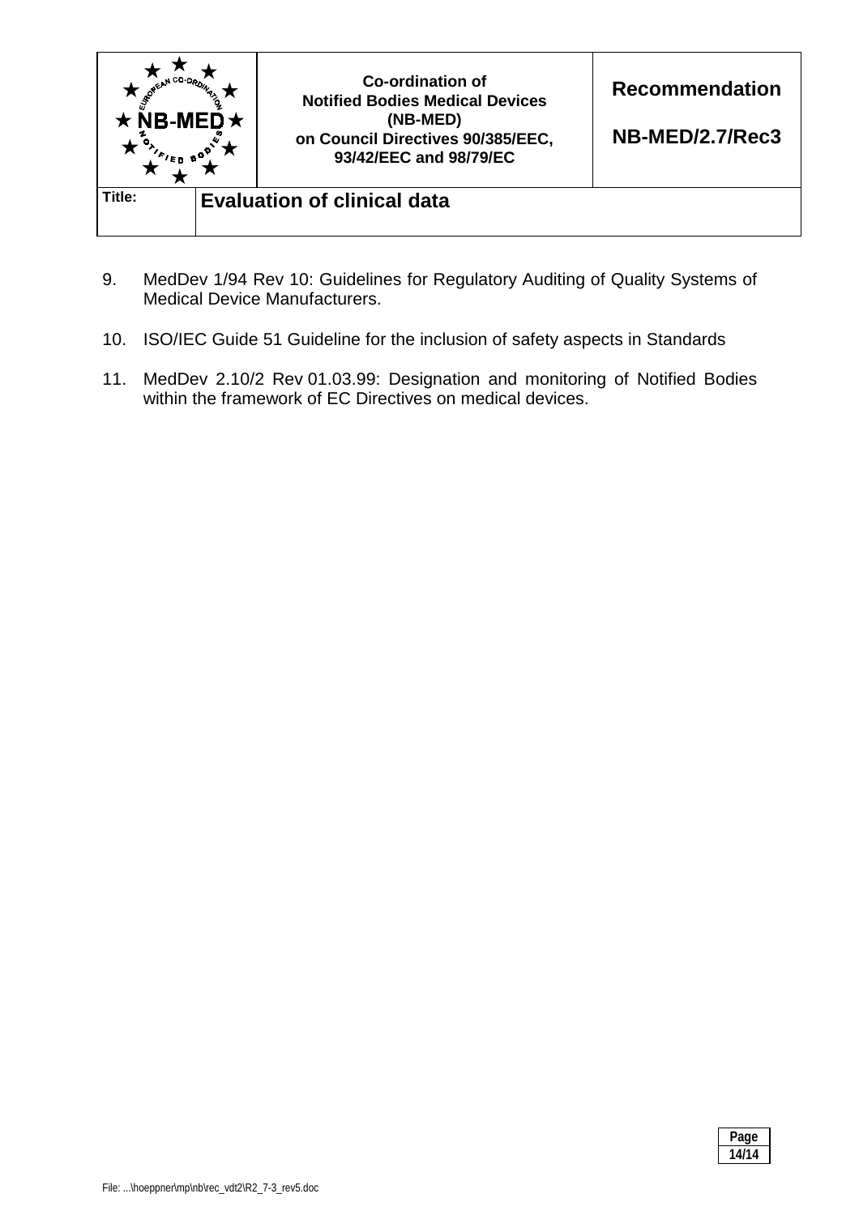9. MedDev 1/94 Rev 10: Guidelines for Regulatory Auditing of Quality Systems of Medical Device Manufacturers.

10. ISO/IEC Guide 51 Guideline for the inclusion of safety aspects in Standards

11. MedDev 2.10/2 Rev 01.03.99: Designation and monitoring of Notified Bodies within the framework of EC Directives on medical devices.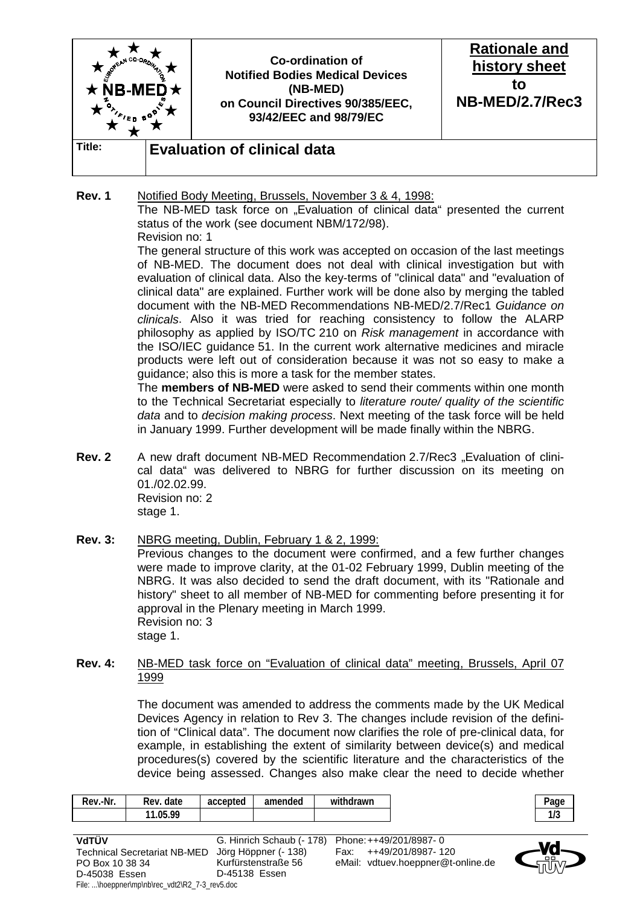| | Co-ordination of Notified Bodies Medical Devices (NB-MED) on Council Directives 90/385/EEC, 93/42/EEC and 98/79/EC | **Rationale and history sheet to NB-MED/2.7/Rec3** |
|---|---|---|
| **Title:** | **Evaluation of clinical data** | |

**Rev. 1** Notified Body Meeting, Brussels, November 3 & 4, 1998:

The NB-MED task force on „Evaluation of clinical data" presented the current status of the work (see document NBM/172/98).

Revision no: 1

The general structure of this work was accepted on occasion of the last meetings of NB-MED. The document does not deal with clinical investigation but with evaluation of clinical data. Also the key-terms of "clinical data" and "evaluation of clinical data" are explained. Further work will be done also by merging the tabled document with the NB-MED Recommendations NB-MED/2.7/Rec1 *Guidance on clinicals*. Also it was tried for reaching consistency to follow the ALARP philosophy as applied by ISO/TC 210 on *Risk management* in accordance with the ISO/IEC guidance 51. In the current work alternative medicines and miracle products were left out of consideration because it was not so easy to make a guidance; also this is more a task for the member states.

The **members of NB-MED** were asked to send their comments within one month to the Technical Secretariat especially to *literature route/ quality of the scientific data* and to *decision making process*. Next meeting of the task force will be held in January 1999. Further development will be made finally within the NBRG.

**Rev. 2** A new draft document NB-MED Recommendation 2.7/Rec3 „Evaluation of clinical data" was delivered to NBRG for further discussion on its meeting on 01./02.02.99.

Revision no: 2

stage 1.

**Rev. 3:** NBRG meeting, Dublin, February 1 & 2, 1999:

Previous changes to the document were confirmed, and a few further changes were made to improve clarity, at the 01-02 February 1999, Dublin meeting of the NBRG. It was also decided to send the draft document, with its "Rationale and history" sheet to all member of NB-MED for commenting before presenting it for approval in the Plenary meeting in March 1999.

Revision no: 3

stage 1.

**Rev. 4:** NB-MED task force on "Evaluation of clinical data" meeting, Brussels, April 07 1999

The document was amended to address the comments made by the UK Medical Devices Agency in relation to Rev 3. The changes include revision of the definition of "Clinical data". The document now clarifies the role of pre-clinical data, for example, in establishing the extent of similarity between device(s) and medical procedures(s) covered by the scientific literature and the characteristics of the device being assessed. Changes also make clear the need to decide whether

| Rev.-Nr. | Rev. date | accepted | amended | withdrawn |
|---|---|---|---|---|
| | 11.05.99 | | | |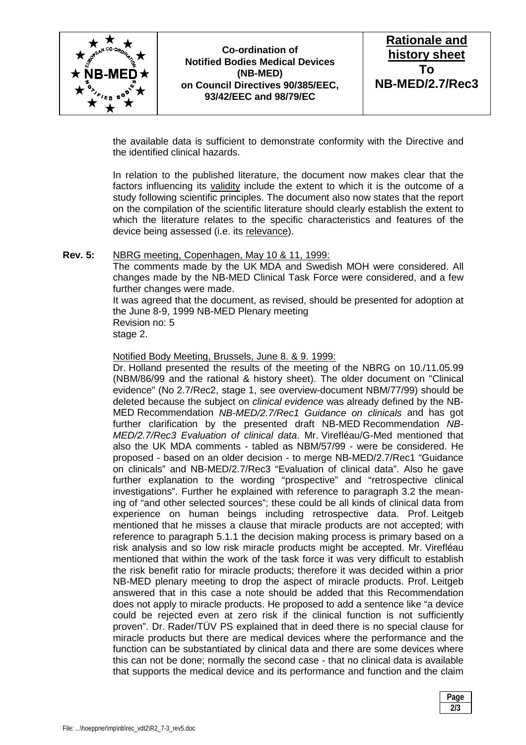the available data is sufficient to demonstrate conformity with the Directive and the identified clinical hazards.

In relation to the published literature, the document now makes clear that the factors influencing its validity include the extent to which it is the outcome of a study following scientific principles. The document also now states that the report on the compilation of the scientific literature should clearly establish the extent to which the literature relates to the specific characteristics and features of the device being assessed (i.e. its relevance).

**Rev. 5:** NBRG meeting, Copenhagen, May 10 & 11, 1999:

The comments made by the UK MDA and Swedish MOH were considered. All changes made by the NB-MED Clinical Task Force were considered, and a few further changes were made.

It was agreed that the document, as revised, should be presented for adoption at the June 8-9, 1999 NB-MED Plenary meeting

Revision no: 5

stage 2.

Notified Body Meeting, Brussels, June 8. & 9. 1999:

Dr. Holland presented the results of the meeting of the NBRG on 10./11.05.99 (NBM/86/99 and the rational & history sheet). The older document on "Clinical evidence" (No 2.7/Rec2, stage 1, see overview-document NBM/77/99) should be deleted because the subject on *clinical evidence* was already defined by the NB-MED Recommendation *NB-MED/2.7/Rec1 Guidance on clinicals* and has got further clarification by the presented draft NB-MED Recommendation *NB-MED/2.7/Rec3 Evaluation of clinical data*. Mr. Virefléau/G-Med mentioned that also the UK MDA comments - tabled as NBM/57/99 - were be considered. He proposed - based on an older decision - to merge NB-MED/2.7/Rec1 "Guidance on clinicals" and NB-MED/2.7/Rec3 "Evaluation of clinical data". Also he gave further explanation to the wording "prospective" and "retrospective clinical investigations". Further he explained with reference to paragraph 3.2 the meaning of "and other selected sources"; these could be all kinds of clinical data from experience on human beings including retrospective data. Prof. Leitgeb mentioned that he misses a clause that miracle products are not accepted; with reference to paragraph 5.1.1 the decision making process is primary based on a risk analysis and so low risk miracle products might be accepted. Mr. Virefléau mentioned that within the work of the task force it was very difficult to establish the risk benefit ratio for miracle products; therefore it was decided within a prior NB-MED plenary meeting to drop the aspect of miracle products. Prof. Leitgeb answered that in this case a note should be added that this Recommendation does not apply to miracle products. He proposed to add a sentence like "a device could be rejected even at zero risk if the clinical function is not sufficiently proven". Dr. Rader/TÜV PS explained that in deed there is no special clause for miracle products but there are medical devices where the performance and the function can be substantiated by clinical data and there are some devices where this can not be done; normally the second case - that no clinical data is available that supports the medical device and its performance and function and the claim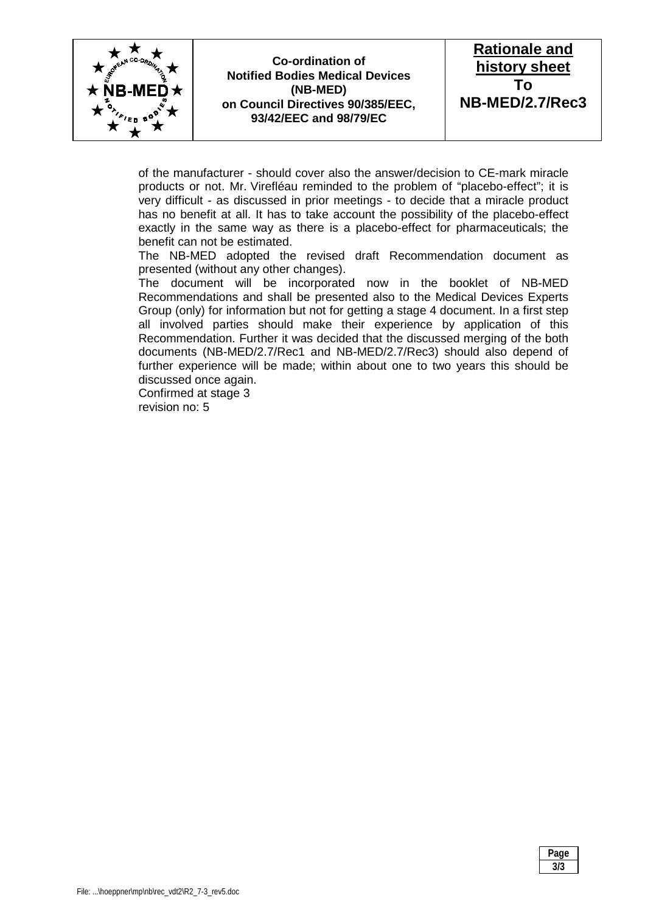of the manufacturer - should cover also the answer/decision to CE-mark miracle products or not. Mr. Virefléau reminded to the problem of "placebo-effect"; it is very difficult - as discussed in prior meetings - to decide that a miracle product has no benefit at all. It has to take account the possibility of the placebo-effect exactly in the same way as there is a placebo-effect for pharmaceuticals; the benefit can not be estimated.

The NB-MED adopted the revised draft Recommendation document as presented (without any other changes).

The document will be incorporated now in the booklet of NB-MED Recommendations and shall be presented also to the Medical Devices Experts Group (only) for information but not for getting a stage 4 document. In a first step all involved parties should make their experience by application of this Recommendation. Further it was decided that the discussed merging of the both documents (NB-MED/2.7/Rec1 and NB-MED/2.7/Rec3) should also depend of further experience will be made; within about one to two years this should be discussed once again.

Confirmed at stage 3

revision no: 5